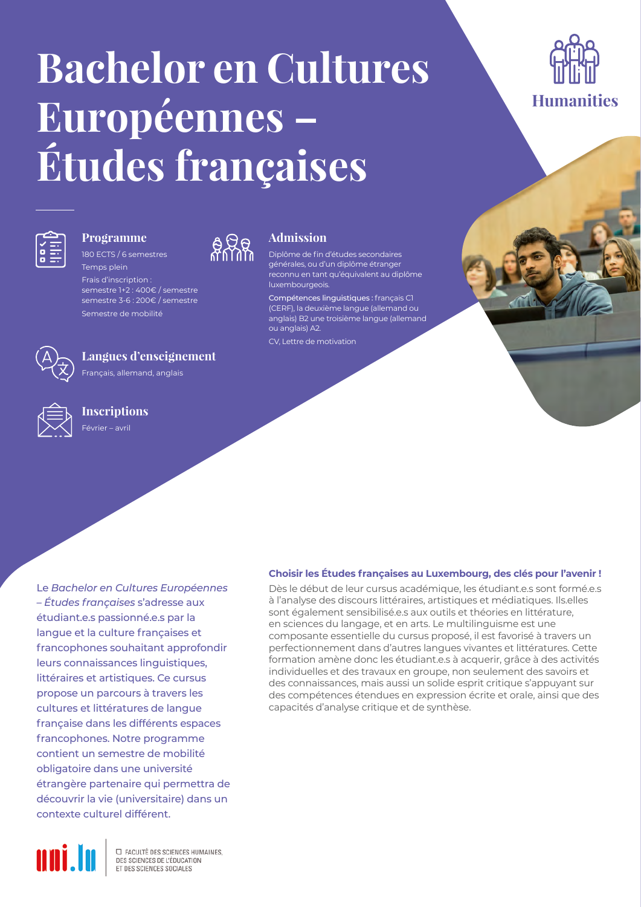# Bachelor en Cultures Européennes – Études françaises

Humanities

### Programme

180 ECTS / 6 semestres

Temps plein

Frais d'inscription :
semestre 1+2 : 400€ / semestre
semestre 3-6 : 200€ / semestre

Semestre de mobilité

### Admission

Diplôme de fin d'études secondaires générales, ou d'un diplôme étranger reconnu en tant qu'équivalent au diplôme luxembourgeois.

**Compétences linguistiques :** français C1 (CERF), la deuxième langue (allemand ou anglais) B2 une troisième langue (allemand ou anglais) A2.

CV, Lettre de motivation

### Langues d'enseignement

Français, allemand, anglais

### Inscriptions

Février – avril

Le *Bachelor en Cultures Européennes – Études françaises* s'adresse aux étudiant.e.s passionné.e.s par la langue et la culture françaises et francophones souhaitant approfondir leurs connaissances linguistiques, littéraires et artistiques. Ce cursus propose un parcours à travers les cultures et littératures de langue française dans les différents espaces francophones. Notre programme contient un semestre de mobilité obligatoire dans une université étrangère partenaire qui permettra de découvrir la vie (universitaire) dans un contexte culturel différent.

**Choisir les Études françaises au Luxembourg, des clés pour l'avenir !**

Dès le début de leur cursus académique, les étudiant.e.s sont formé.e.s à l'analyse des discours littéraires, artistiques et médiatiques. Ils.elles sont également sensibilisé.e.s aux outils et théories en littérature, en sciences du langage, et en arts. Le multilinguisme est une composante essentielle du cursus proposé, il est favorisé à travers un perfectionnement dans d'autres langues vivantes et littératures. Cette formation amène donc les étudiant.e.s à acquerir, grâce à des activités individuelles et des travaux en groupe, non seulement des savoirs et des connaissances, mais aussi un solide esprit critique s'appuyant sur des compétences étendues en expression écrite et orale, ainsi que des capacités d'analyse critique et de synthèse.

uni.lu — FACULTÉ DES SCIENCES HUMAINES, DES SCIENCES DE L'ÉDUCATION ET DES SCIENCES SOCIALES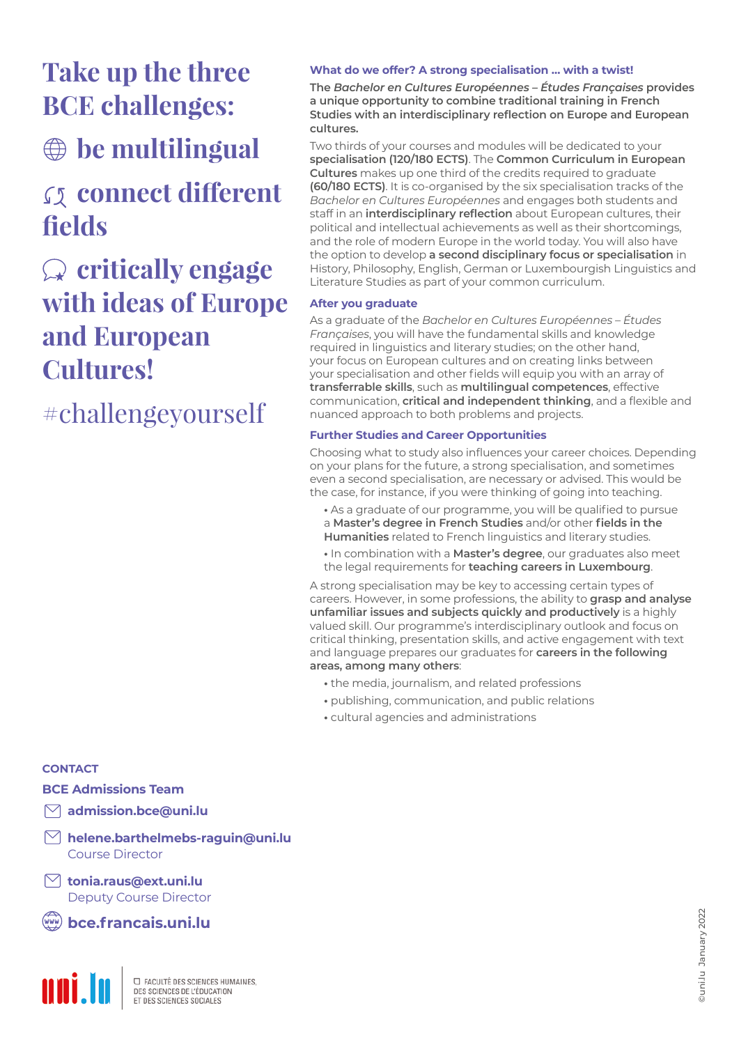# Take up the three BCE challenges:

# be multilingual

# connect different fields

# critically engage with ideas of Europe and European Cultures!

#challengeyourself

## What do we offer? A strong specialisation … with a twist!

**The *Bachelor en Cultures Européennes – Études Françaises* provides a unique opportunity to combine traditional training in French Studies with an interdisciplinary reflection on Europe and European cultures.**

Two thirds of your courses and modules will be dedicated to your **specialisation (120/180 ECTS)**. The **Common Curriculum in European Cultures** makes up one third of the credits required to graduate **(60/180 ECTS)**. It is co-organised by the six specialisation tracks of the *Bachelor en Cultures Européennes* and engages both students and staff in an **interdisciplinary reflection** about European cultures, their political and intellectual achievements as well as their shortcomings, and the role of modern Europe in the world today. You will also have the option to develop **a second disciplinary focus or specialisation** in History, Philosophy, English, German or Luxembourgish Linguistics and Literature Studies as part of your common curriculum.

## After you graduate

As a graduate of the *Bachelor en Cultures Européennes – Études Françaises*, you will have the fundamental skills and knowledge required in linguistics and literary studies; on the other hand, your focus on European cultures and on creating links between your specialisation and other fields will equip you with an array of **transferrable skills**, such as **multilingual competences**, effective communication, **critical and independent thinking**, and a flexible and nuanced approach to both problems and projects.

## Further Studies and Career Opportunities

Choosing what to study also influences your career choices. Depending on your plans for the future, a strong specialisation, and sometimes even a second specialisation, are necessary or advised. This would be the case, for instance, if you were thinking of going into teaching.

- As a graduate of our programme, you will be qualified to pursue a **Master's degree in French Studies** and/or other **fields in the Humanities** related to French linguistics and literary studies.
- In combination with a **Master's degree**, our graduates also meet the legal requirements for **teaching careers in Luxembourg**.

A strong specialisation may be key to accessing certain types of careers. However, in some professions, the ability to **grasp and analyse unfamiliar issues and subjects quickly and productively** is a highly valued skill. Our programme's interdisciplinary outlook and focus on critical thinking, presentation skills, and active engagement with text and language prepares our graduates for **careers in the following areas, among many others**:

- the media, journalism, and related professions
- publishing, communication, and public relations
- cultural agencies and administrations

## CONTACT

**BCE Admissions Team**

**admission.bce@uni.lu**

**helene.barthelmebs-raguin@uni.lu**
Course Director

**tonia.raus@ext.uni.lu**
Deputy Course Director

**bce.francais.uni.lu**

uni.lu

FACULTÉ DES SCIENCES HUMAINES, DES SCIENCES DE L'ÉDUCATION ET DES SCIENCES SOCIALES

©uni.lu January 2022